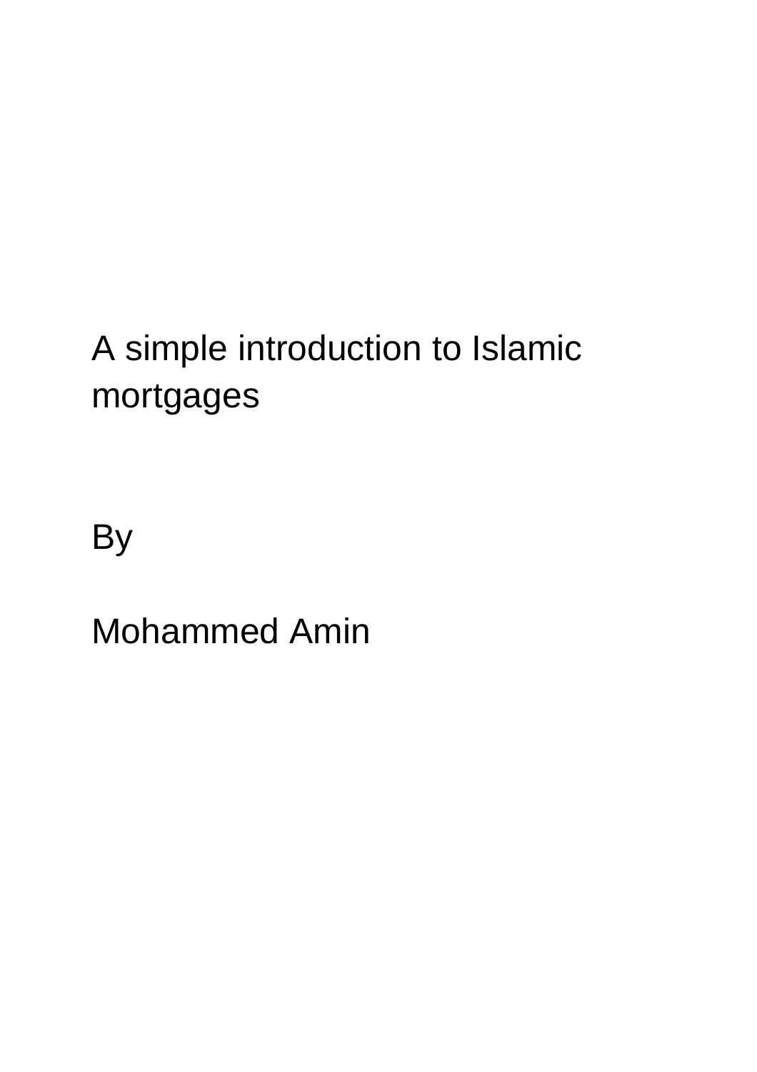# A simple introduction to Islamic mortgages

By

Mohammed Amin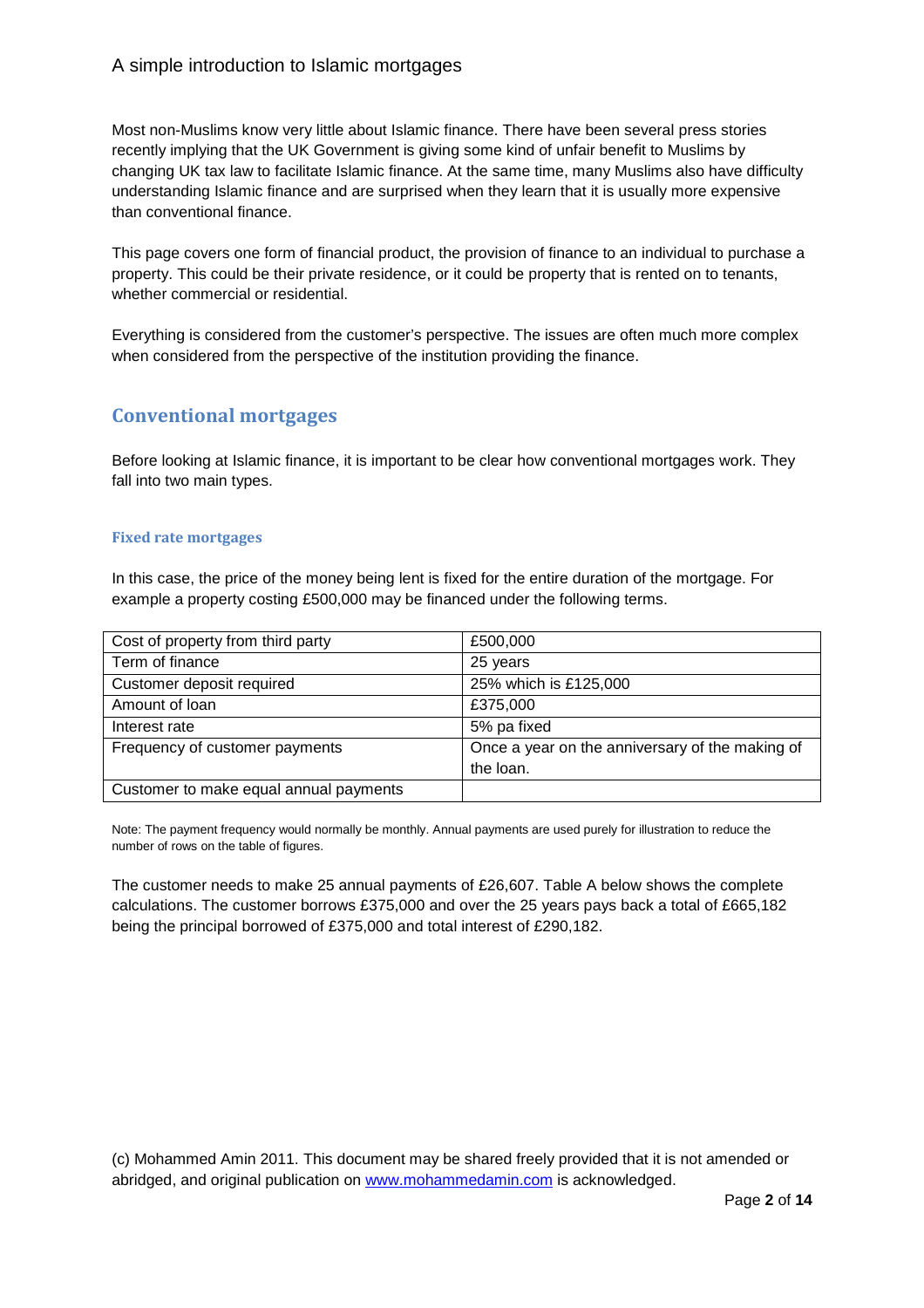Most non-Muslims know very little about Islamic finance. There have been several press stories recently implying that the UK Government is giving some kind of unfair benefit to Muslims by changing UK tax law to facilitate Islamic finance. At the same time, many Muslims also have difficulty understanding Islamic finance and are surprised when they learn that it is usually more expensive than conventional finance.

This page covers one form of financial product, the provision of finance to an individual to purchase a property. This could be their private residence, or it could be property that is rented on to tenants, whether commercial or residential.

Everything is considered from the customer's perspective. The issues are often much more complex when considered from the perspective of the institution providing the finance.

## Conventional mortgages

Before looking at Islamic finance, it is important to be clear how conventional mortgages work. They fall into two main types.

### Fixed rate mortgages

In this case, the price of the money being lent is fixed for the entire duration of the mortgage. For example a property costing £500,000 may be financed under the following terms.

| Cost of property from third party | £500,000 |
|---|---|
| Term of finance | 25 years |
| Customer deposit required | 25% which is £125,000 |
| Amount of loan | £375,000 |
| Interest rate | 5% pa fixed |
| Frequency of customer payments | Once a year on the anniversary of the making of the loan. |
| Customer to make equal annual payments | |

Note: The payment frequency would normally be monthly. Annual payments are used purely for illustration to reduce the number of rows on the table of figures.

The customer needs to make 25 annual payments of £26,607. Table A below shows the complete calculations. The customer borrows £375,000 and over the 25 years pays back a total of £665,182 being the principal borrowed of £375,000 and total interest of £290,182.

(c) Mohammed Amin 2011. This document may be shared freely provided that it is not amended or abridged, and original publication on www.mohammedamin.com is acknowledged.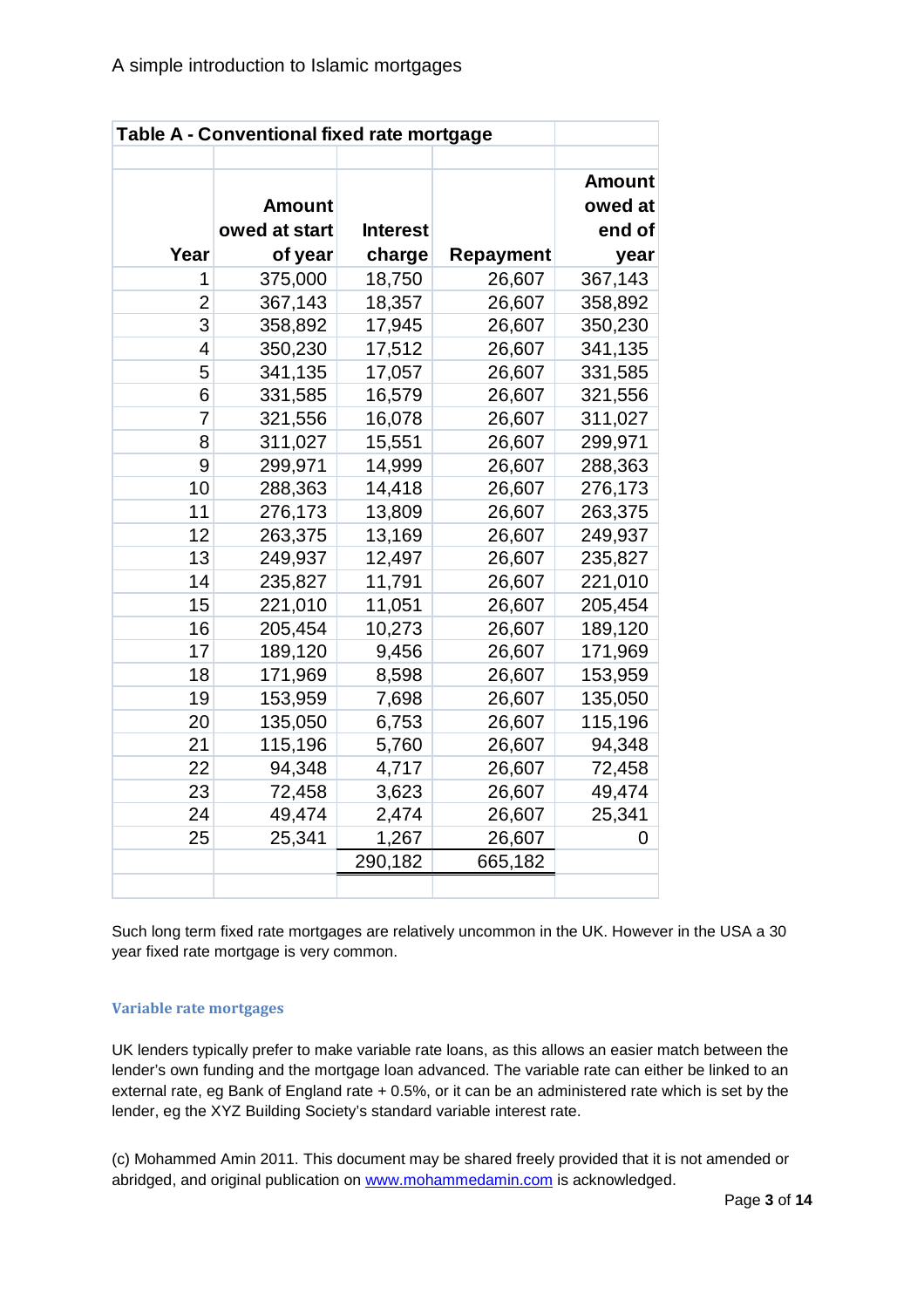**Table A - Conventional fixed rate mortgage**

| Year | Amount owed at start of year | Interest charge | Repayment | Amount owed at end of year |
|---|---|---|---|---|
| 1 | 375,000 | 18,750 | 26,607 | 367,143 |
| 2 | 367,143 | 18,357 | 26,607 | 358,892 |
| 3 | 358,892 | 17,945 | 26,607 | 350,230 |
| 4 | 350,230 | 17,512 | 26,607 | 341,135 |
| 5 | 341,135 | 17,057 | 26,607 | 331,585 |
| 6 | 331,585 | 16,579 | 26,607 | 321,556 |
| 7 | 321,556 | 16,078 | 26,607 | 311,027 |
| 8 | 311,027 | 15,551 | 26,607 | 299,971 |
| 9 | 299,971 | 14,999 | 26,607 | 288,363 |
| 10 | 288,363 | 14,418 | 26,607 | 276,173 |
| 11 | 276,173 | 13,809 | 26,607 | 263,375 |
| 12 | 263,375 | 13,169 | 26,607 | 249,937 |
| 13 | 249,937 | 12,497 | 26,607 | 235,827 |
| 14 | 235,827 | 11,791 | 26,607 | 221,010 |
| 15 | 221,010 | 11,051 | 26,607 | 205,454 |
| 16 | 205,454 | 10,273 | 26,607 | 189,120 |
| 17 | 189,120 | 9,456 | 26,607 | 171,969 |
| 18 | 171,969 | 8,598 | 26,607 | 153,959 |
| 19 | 153,959 | 7,698 | 26,607 | 135,050 |
| 20 | 135,050 | 6,753 | 26,607 | 115,196 |
| 21 | 115,196 | 5,760 | 26,607 | 94,348 |
| 22 | 94,348 | 4,717 | 26,607 | 72,458 |
| 23 | 72,458 | 3,623 | 26,607 | 49,474 |
| 24 | 49,474 | 2,474 | 26,607 | 25,341 |
| 25 | 25,341 | 1,267 | 26,607 | 0 |
| | | 290,182 | 665,182 | |

Such long term fixed rate mortgages are relatively uncommon in the UK. However in the USA a 30 year fixed rate mortgage is very common.

### Variable rate mortgages

UK lenders typically prefer to make variable rate loans, as this allows an easier match between the lender's own funding and the mortgage loan advanced. The variable rate can either be linked to an external rate, eg Bank of England rate + 0.5%, or it can be an administered rate which is set by the lender, eg the XYZ Building Society's standard variable interest rate.

(c) Mohammed Amin 2011. This document may be shared freely provided that it is not amended or abridged, and original publication on [www.mohammedamin.com](http://www.mohammedamin.com) is acknowledged.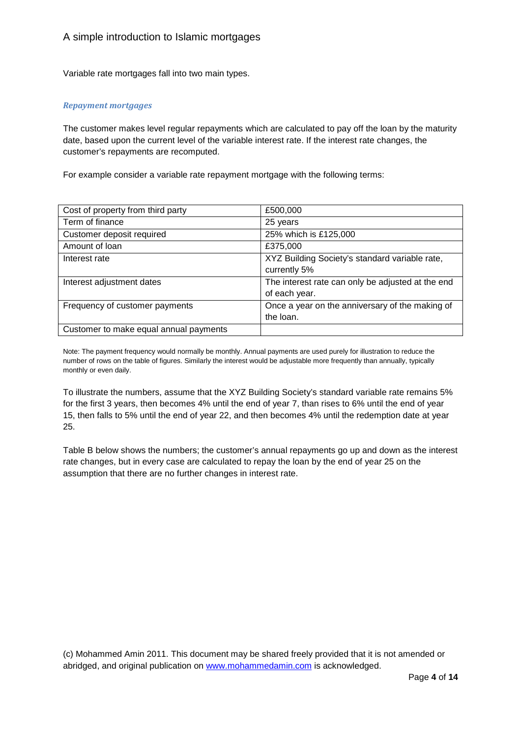Variable rate mortgages fall into two main types.

### *Repayment mortgages*

The customer makes level regular repayments which are calculated to pay off the loan by the maturity date, based upon the current level of the variable interest rate. If the interest rate changes, the customer's repayments are recomputed.

For example consider a variable rate repayment mortgage with the following terms:

| | |
|---|---|
| Cost of property from third party | £500,000 |
| Term of finance | 25 years |
| Customer deposit required | 25% which is £125,000 |
| Amount of loan | £375,000 |
| Interest rate | XYZ Building Society's standard variable rate, currently 5% |
| Interest adjustment dates | The interest rate can only be adjusted at the end of each year. |
| Frequency of customer payments | Once a year on the anniversary of the making of the loan. |
| Customer to make equal annual payments | |

Note: The payment frequency would normally be monthly. Annual payments are used purely for illustration to reduce the number of rows on the table of figures. Similarly the interest would be adjustable more frequently than annually, typically monthly or even daily.

To illustrate the numbers, assume that the XYZ Building Society's standard variable rate remains 5% for the first 3 years, then becomes 4% until the end of year 7, than rises to 6% until the end of year 15, then falls to 5% until the end of year 22, and then becomes 4% until the redemption date at year 25.

Table B below shows the numbers; the customer's annual repayments go up and down as the interest rate changes, but in every case are calculated to repay the loan by the end of year 25 on the assumption that there are no further changes in interest rate.

(c) Mohammed Amin 2011. This document may be shared freely provided that it is not amended or abridged, and original publication on www.mohammedamin.com is acknowledged.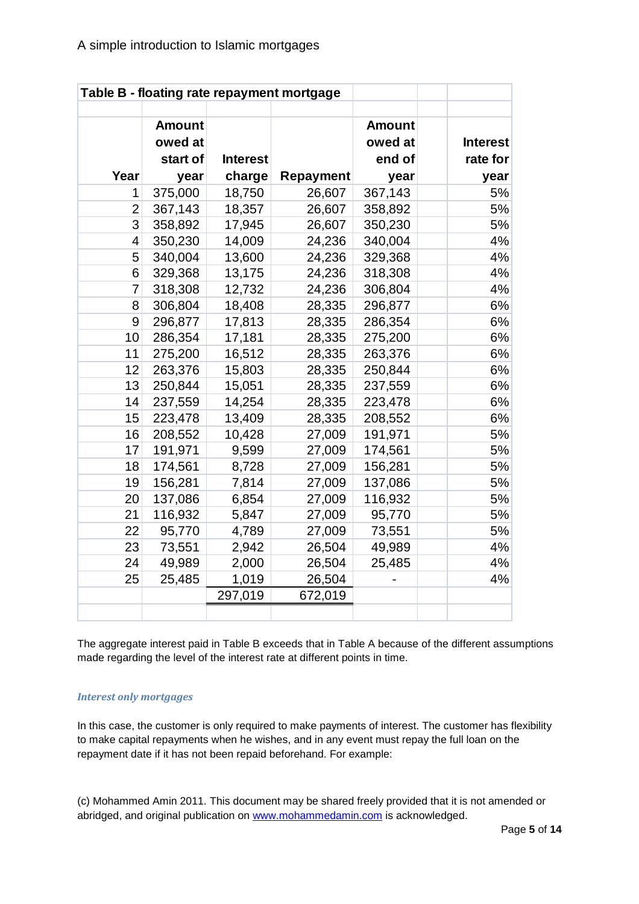**Table B - floating rate repayment mortgage**

| Year | Amount owed at start of year | Interest charge | Repayment | Amount owed at end of year | Interest rate for year |
|---|---|---|---|---|---|
| 1 | 375,000 | 18,750 | 26,607 | 367,143 | 5% |
| 2 | 367,143 | 18,357 | 26,607 | 358,892 | 5% |
| 3 | 358,892 | 17,945 | 26,607 | 350,230 | 5% |
| 4 | 350,230 | 14,009 | 24,236 | 340,004 | 4% |
| 5 | 340,004 | 13,600 | 24,236 | 329,368 | 4% |
| 6 | 329,368 | 13,175 | 24,236 | 318,308 | 4% |
| 7 | 318,308 | 12,732 | 24,236 | 306,804 | 4% |
| 8 | 306,804 | 18,408 | 28,335 | 296,877 | 6% |
| 9 | 296,877 | 17,813 | 28,335 | 286,354 | 6% |
| 10 | 286,354 | 17,181 | 28,335 | 275,200 | 6% |
| 11 | 275,200 | 16,512 | 28,335 | 263,376 | 6% |
| 12 | 263,376 | 15,803 | 28,335 | 250,844 | 6% |
| 13 | 250,844 | 15,051 | 28,335 | 237,559 | 6% |
| 14 | 237,559 | 14,254 | 28,335 | 223,478 | 6% |
| 15 | 223,478 | 13,409 | 28,335 | 208,552 | 6% |
| 16 | 208,552 | 10,428 | 27,009 | 191,971 | 5% |
| 17 | 191,971 | 9,599 | 27,009 | 174,561 | 5% |
| 18 | 174,561 | 8,728 | 27,009 | 156,281 | 5% |
| 19 | 156,281 | 7,814 | 27,009 | 137,086 | 5% |
| 20 | 137,086 | 6,854 | 27,009 | 116,932 | 5% |
| 21 | 116,932 | 5,847 | 27,009 | 95,770 | 5% |
| 22 | 95,770 | 4,789 | 27,009 | 73,551 | 5% |
| 23 | 73,551 | 2,942 | 26,504 | 49,989 | 4% |
| 24 | 49,989 | 2,000 | 26,504 | 25,485 | 4% |
| 25 | 25,485 | 1,019 | 26,504 | - | 4% |
| | | 297,019 | 672,019 | | |

The aggregate interest paid in Table B exceeds that in Table A because of the different assumptions made regarding the level of the interest rate at different points in time.

### *Interest only mortgages*

In this case, the customer is only required to make payments of interest. The customer has flexibility to make capital repayments when he wishes, and in any event must repay the full loan on the repayment date if it has not been repaid beforehand. For example:

(c) Mohammed Amin 2011. This document may be shared freely provided that it is not amended or abridged, and original publication on www.mohammedamin.com is acknowledged.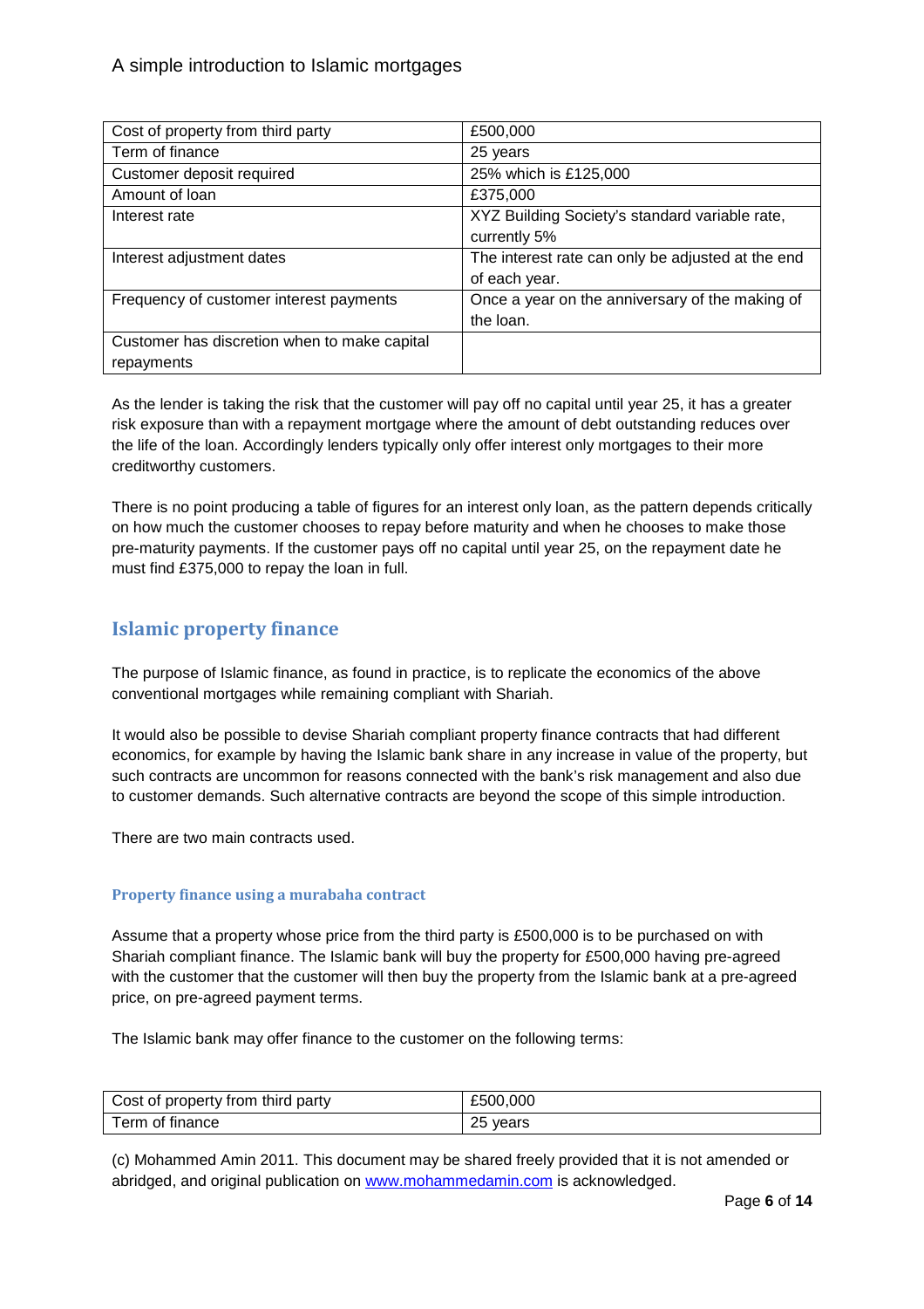| Cost of property from third party | £500,000 |
|---|---|
| Term of finance | 25 years |
| Customer deposit required | 25% which is £125,000 |
| Amount of loan | £375,000 |
| Interest rate | XYZ Building Society's standard variable rate, currently 5% |
| Interest adjustment dates | The interest rate can only be adjusted at the end of each year. |
| Frequency of customer interest payments | Once a year on the anniversary of the making of the loan. |
| Customer has discretion when to make capital repayments | |

As the lender is taking the risk that the customer will pay off no capital until year 25, it has a greater risk exposure than with a repayment mortgage where the amount of debt outstanding reduces over the life of the loan. Accordingly lenders typically only offer interest only mortgages to their more creditworthy customers.

There is no point producing a table of figures for an interest only loan, as the pattern depends critically on how much the customer chooses to repay before maturity and when he chooses to make those pre-maturity payments. If the customer pays off no capital until year 25, on the repayment date he must find £375,000 to repay the loan in full.

## Islamic property finance

The purpose of Islamic finance, as found in practice, is to replicate the economics of the above conventional mortgages while remaining compliant with Shariah.

It would also be possible to devise Shariah compliant property finance contracts that had different economics, for example by having the Islamic bank share in any increase in value of the property, but such contracts are uncommon for reasons connected with the bank's risk management and also due to customer demands. Such alternative contracts are beyond the scope of this simple introduction.

There are two main contracts used.

### Property finance using a murabaha contract

Assume that a property whose price from the third party is £500,000 is to be purchased on with Shariah compliant finance. The Islamic bank will buy the property for £500,000 having pre-agreed with the customer that the customer will then buy the property from the Islamic bank at a pre-agreed price, on pre-agreed payment terms.

The Islamic bank may offer finance to the customer on the following terms:

| Cost of property from third party | £500,000 |
|---|---|
| Term of finance | 25 years |

(c) Mohammed Amin 2011. This document may be shared freely provided that it is not amended or abridged, and original publication on www.mohammedamin.com is acknowledged.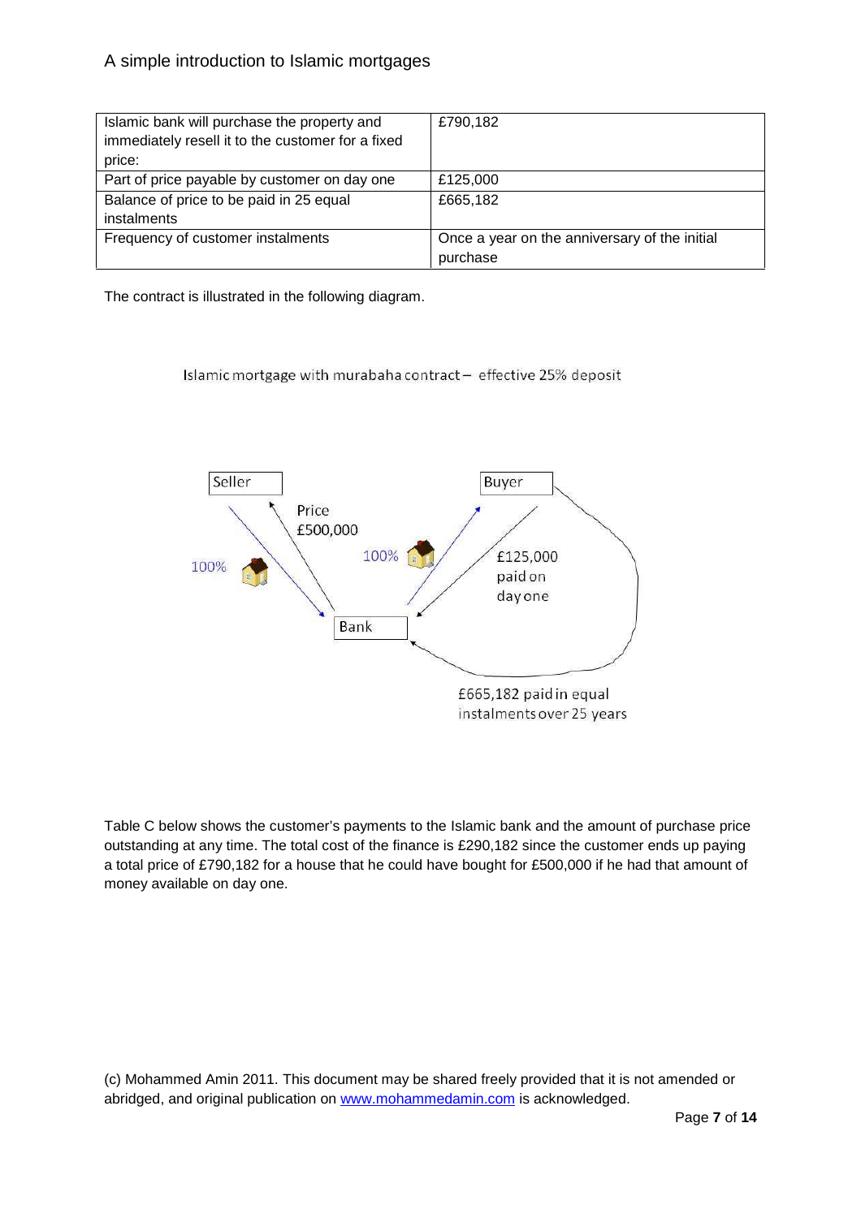| Islamic bank will purchase the property and immediately resell it to the customer for a fixed price: | £790,182 |
| --- | --- |
| Part of price payable by customer on day one | £125,000 |
| Balance of price to be paid in 25 equal instalments | £665,182 |
| Frequency of customer instalments | Once a year on the anniversary of the initial purchase |

The contract is illustrated in the following diagram.

Islamic mortgage with murabaha contract – effective 25% deposit

Seller

Price £500,000

100%

Bank

100%

Buyer

£125,000 paid on day one

£665,182 paid in equal instalments over 25 years

Table C below shows the customer's payments to the Islamic bank and the amount of purchase price outstanding at any time. The total cost of the finance is £290,182 since the customer ends up paying a total price of £790,182 for a house that he could have bought for £500,000 if he had that amount of money available on day one.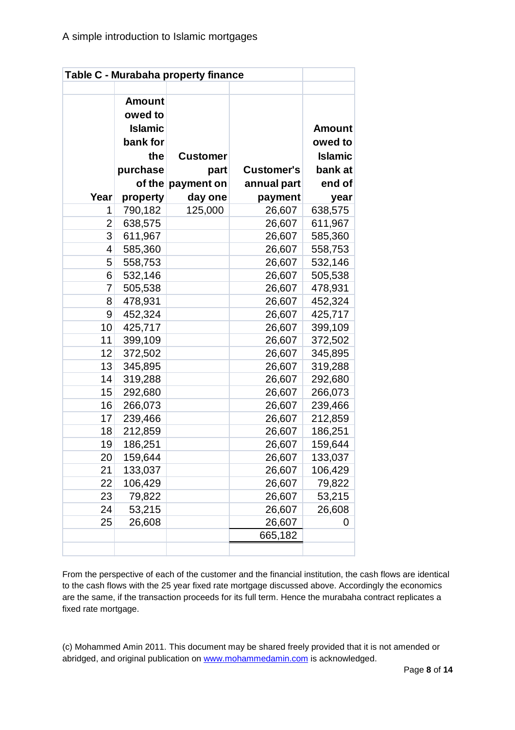| Table C - Murabaha property finance | | | | |
|---|---|---|---|---|
| Year | Amount owed to Islamic bank for the purchase of the property | Customer part payment on day one | Customer's annual part payment | Amount owed to Islamic bank at end of year |
| 1 | 790,182 | 125,000 | 26,607 | 638,575 |
| 2 | 638,575 | | 26,607 | 611,967 |
| 3 | 611,967 | | 26,607 | 585,360 |
| 4 | 585,360 | | 26,607 | 558,753 |
| 5 | 558,753 | | 26,607 | 532,146 |
| 6 | 532,146 | | 26,607 | 505,538 |
| 7 | 505,538 | | 26,607 | 478,931 |
| 8 | 478,931 | | 26,607 | 452,324 |
| 9 | 452,324 | | 26,607 | 425,717 |
| 10 | 425,717 | | 26,607 | 399,109 |
| 11 | 399,109 | | 26,607 | 372,502 |
| 12 | 372,502 | | 26,607 | 345,895 |
| 13 | 345,895 | | 26,607 | 319,288 |
| 14 | 319,288 | | 26,607 | 292,680 |
| 15 | 292,680 | | 26,607 | 266,073 |
| 16 | 266,073 | | 26,607 | 239,466 |
| 17 | 239,466 | | 26,607 | 212,859 |
| 18 | 212,859 | | 26,607 | 186,251 |
| 19 | 186,251 | | 26,607 | 159,644 |
| 20 | 159,644 | | 26,607 | 133,037 |
| 21 | 133,037 | | 26,607 | 106,429 |
| 22 | 106,429 | | 26,607 | 79,822 |
| 23 | 79,822 | | 26,607 | 53,215 |
| 24 | 53,215 | | 26,607 | 26,608 |
| 25 | 26,608 | | 26,607 | 0 |
| | | | 665,182 | |

From the perspective of each of the customer and the financial institution, the cash flows are identical to the cash flows with the 25 year fixed rate mortgage discussed above. Accordingly the economics are the same, if the transaction proceeds for its full term. Hence the murabaha contract replicates a fixed rate mortgage.

(c) Mohammed Amin 2011. This document may be shared freely provided that it is not amended or abridged, and original publication on www.mohammedamin.com is acknowledged.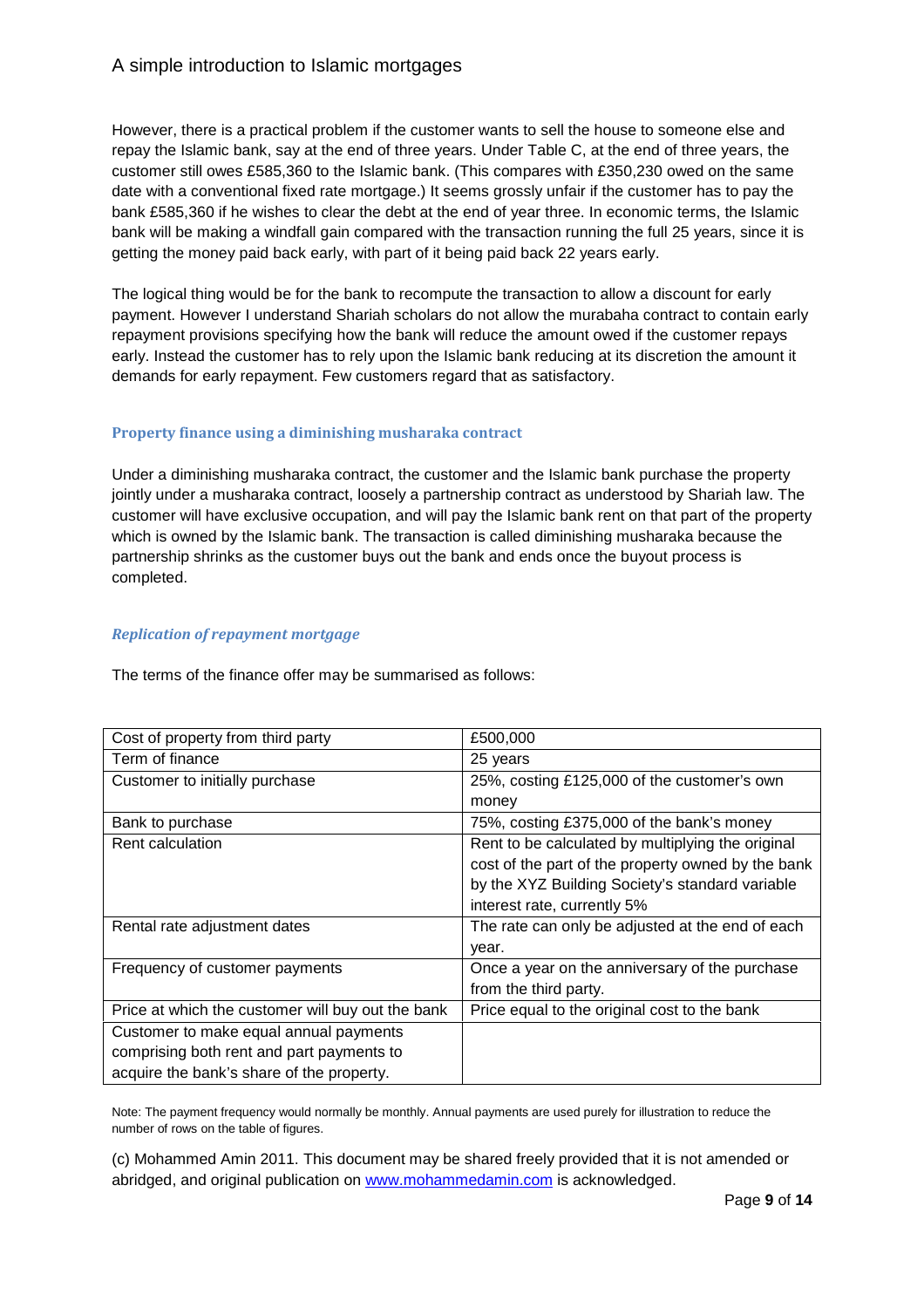However, there is a practical problem if the customer wants to sell the house to someone else and repay the Islamic bank, say at the end of three years. Under Table C, at the end of three years, the customer still owes £585,360 to the Islamic bank. (This compares with £350,230 owed on the same date with a conventional fixed rate mortgage.) It seems grossly unfair if the customer has to pay the bank £585,360 if he wishes to clear the debt at the end of year three. In economic terms, the Islamic bank will be making a windfall gain compared with the transaction running the full 25 years, since it is getting the money paid back early, with part of it being paid back 22 years early.

The logical thing would be for the bank to recompute the transaction to allow a discount for early payment. However I understand Shariah scholars do not allow the murabaha contract to contain early repayment provisions specifying how the bank will reduce the amount owed if the customer repays early. Instead the customer has to rely upon the Islamic bank reducing at its discretion the amount it demands for early repayment. Few customers regard that as satisfactory.

## Property finance using a diminishing musharaka contract

Under a diminishing musharaka contract, the customer and the Islamic bank purchase the property jointly under a musharaka contract, loosely a partnership contract as understood by Shariah law. The customer will have exclusive occupation, and will pay the Islamic bank rent on that part of the property which is owned by the Islamic bank. The transaction is called diminishing musharaka because the partnership shrinks as the customer buys out the bank and ends once the buyout process is completed.

### *Replication of repayment mortgage*

The terms of the finance offer may be summarised as follows:

| | |
|---|---|
| Cost of property from third party | £500,000 |
| Term of finance | 25 years |
| Customer to initially purchase | 25%, costing £125,000 of the customer's own money |
| Bank to purchase | 75%, costing £375,000 of the bank's money |
| Rent calculation | Rent to be calculated by multiplying the original cost of the part of the property owned by the bank by the XYZ Building Society's standard variable interest rate, currently 5% |
| Rental rate adjustment dates | The rate can only be adjusted at the end of each year. |
| Frequency of customer payments | Once a year on the anniversary of the purchase from the third party. |
| Price at which the customer will buy out the bank | Price equal to the original cost to the bank |
| Customer to make equal annual payments comprising both rent and part payments to acquire the bank's share of the property. | |

Note: The payment frequency would normally be monthly. Annual payments are used purely for illustration to reduce the number of rows on the table of figures.

(c) Mohammed Amin 2011. This document may be shared freely provided that it is not amended or abridged, and original publication on www.mohammedamin.com is acknowledged.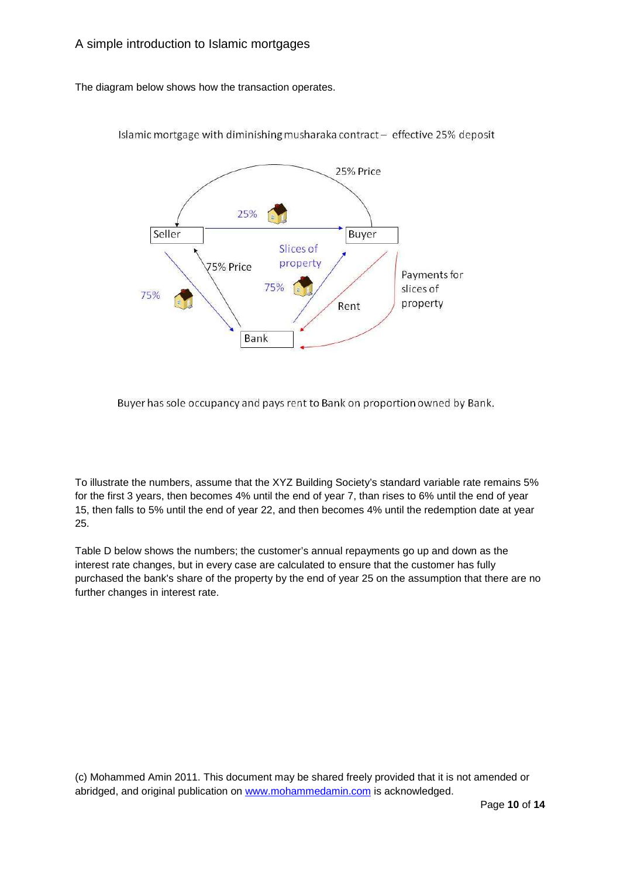The diagram below shows how the transaction operates.

Islamic mortgage with diminishing musharaka contract – effective 25% deposit

Seller — 25% [house] → Buyer

Buyer — 25% Price → Seller

Seller — 75% [house] → Bank

Bank — 75% Price → Seller

Bank — Slices of property 75% [house] → Buyer

Buyer — Rent → Bank

Buyer — Payments for slices of property → Bank

Buyer has sole occupancy and pays rent to Bank on proportion owned by Bank.

To illustrate the numbers, assume that the XYZ Building Society's standard variable rate remains 5% for the first 3 years, then becomes 4% until the end of year 7, than rises to 6% until the end of year 15, then falls to 5% until the end of year 22, and then becomes 4% until the redemption date at year 25.

Table D below shows the numbers; the customer's annual repayments go up and down as the interest rate changes, but in every case are calculated to ensure that the customer has fully purchased the bank's share of the property by the end of year 25 on the assumption that there are no further changes in interest rate.

(c) Mohammed Amin 2011. This document may be shared freely provided that it is not amended or abridged, and original publication on www.mohammedamin.com is acknowledged.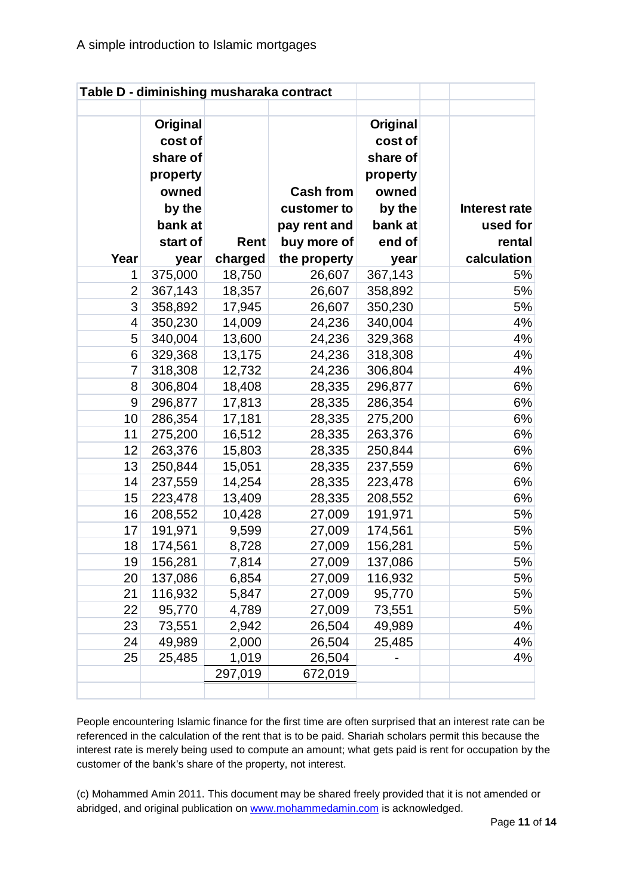| Table D - diminishing musharaka contract | | | | | |
|---|---|---|---|---|---|
| Year | Original cost of share of property owned by the bank at start of year | Rent charged | Cash from customer to pay rent and buy more of the property | Original cost of share of property owned by the bank at end of year | Interest rate used for rental calculation |
| 1 | 375,000 | 18,750 | 26,607 | 367,143 | 5% |
| 2 | 367,143 | 18,357 | 26,607 | 358,892 | 5% |
| 3 | 358,892 | 17,945 | 26,607 | 350,230 | 5% |
| 4 | 350,230 | 14,009 | 24,236 | 340,004 | 4% |
| 5 | 340,004 | 13,600 | 24,236 | 329,368 | 4% |
| 6 | 329,368 | 13,175 | 24,236 | 318,308 | 4% |
| 7 | 318,308 | 12,732 | 24,236 | 306,804 | 4% |
| 8 | 306,804 | 18,408 | 28,335 | 296,877 | 6% |
| 9 | 296,877 | 17,813 | 28,335 | 286,354 | 6% |
| 10 | 286,354 | 17,181 | 28,335 | 275,200 | 6% |
| 11 | 275,200 | 16,512 | 28,335 | 263,376 | 6% |
| 12 | 263,376 | 15,803 | 28,335 | 250,844 | 6% |
| 13 | 250,844 | 15,051 | 28,335 | 237,559 | 6% |
| 14 | 237,559 | 14,254 | 28,335 | 223,478 | 6% |
| 15 | 223,478 | 13,409 | 28,335 | 208,552 | 6% |
| 16 | 208,552 | 10,428 | 27,009 | 191,971 | 5% |
| 17 | 191,971 | 9,599 | 27,009 | 174,561 | 5% |
| 18 | 174,561 | 8,728 | 27,009 | 156,281 | 5% |
| 19 | 156,281 | 7,814 | 27,009 | 137,086 | 5% |
| 20 | 137,086 | 6,854 | 27,009 | 116,932 | 5% |
| 21 | 116,932 | 5,847 | 27,009 | 95,770 | 5% |
| 22 | 95,770 | 4,789 | 27,009 | 73,551 | 5% |
| 23 | 73,551 | 2,942 | 26,504 | 49,989 | 4% |
| 24 | 49,989 | 2,000 | 26,504 | 25,485 | 4% |
| 25 | 25,485 | 1,019 | 26,504 | - | 4% |
| | | 297,019 | 672,019 | | |

People encountering Islamic finance for the first time are often surprised that an interest rate can be referenced in the calculation of the rent that is to be paid. Shariah scholars permit this because the interest rate is merely being used to compute an amount; what gets paid is rent for occupation by the customer of the bank's share of the property, not interest.

(c) Mohammed Amin 2011. This document may be shared freely provided that it is not amended or abridged, and original publication on www.mohammedamin.com is acknowledged.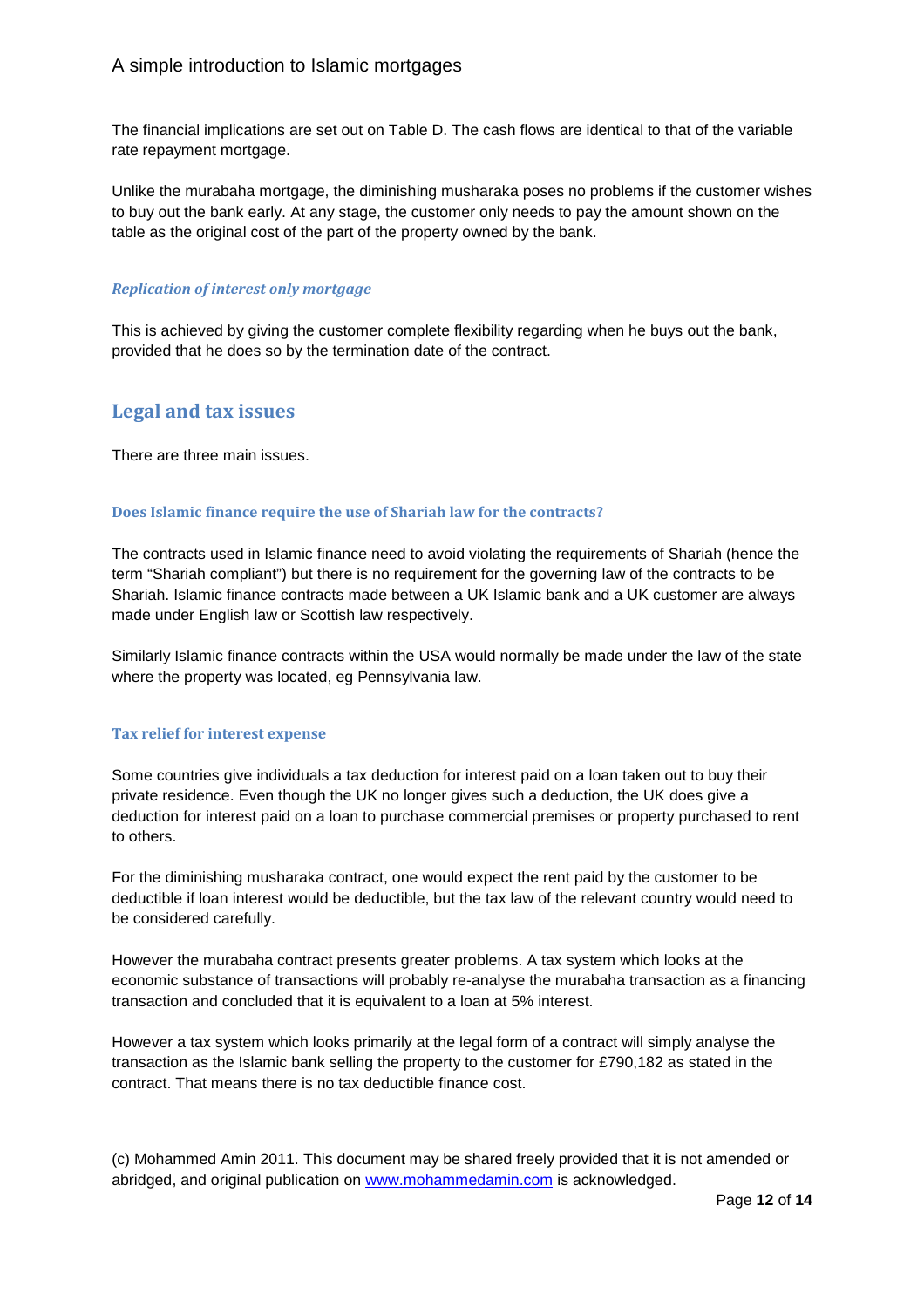The financial implications are set out on Table D. The cash flows are identical to that of the variable rate repayment mortgage.

Unlike the murabaha mortgage, the diminishing musharaka poses no problems if the customer wishes to buy out the bank early. At any stage, the customer only needs to pay the amount shown on the table as the original cost of the part of the property owned by the bank.

#### *Replication of interest only mortgage*

This is achieved by giving the customer complete flexibility regarding when he buys out the bank, provided that he does so by the termination date of the contract.

## Legal and tax issues

There are three main issues.

### Does Islamic finance require the use of Shariah law for the contracts?

The contracts used in Islamic finance need to avoid violating the requirements of Shariah (hence the term "Shariah compliant") but there is no requirement for the governing law of the contracts to be Shariah. Islamic finance contracts made between a UK Islamic bank and a UK customer are always made under English law or Scottish law respectively.

Similarly Islamic finance contracts within the USA would normally be made under the law of the state where the property was located, eg Pennsylvania law.

### Tax relief for interest expense

Some countries give individuals a tax deduction for interest paid on a loan taken out to buy their private residence. Even though the UK no longer gives such a deduction, the UK does give a deduction for interest paid on a loan to purchase commercial premises or property purchased to rent to others.

For the diminishing musharaka contract, one would expect the rent paid by the customer to be deductible if loan interest would be deductible, but the tax law of the relevant country would need to be considered carefully.

However the murabaha contract presents greater problems. A tax system which looks at the economic substance of transactions will probably re-analyse the murabaha transaction as a financing transaction and concluded that it is equivalent to a loan at 5% interest.

However a tax system which looks primarily at the legal form of a contract will simply analyse the transaction as the Islamic bank selling the property to the customer for £790,182 as stated in the contract. That means there is no tax deductible finance cost.

(c) Mohammed Amin 2011. This document may be shared freely provided that it is not amended or abridged, and original publication on www.mohammedamin.com is acknowledged.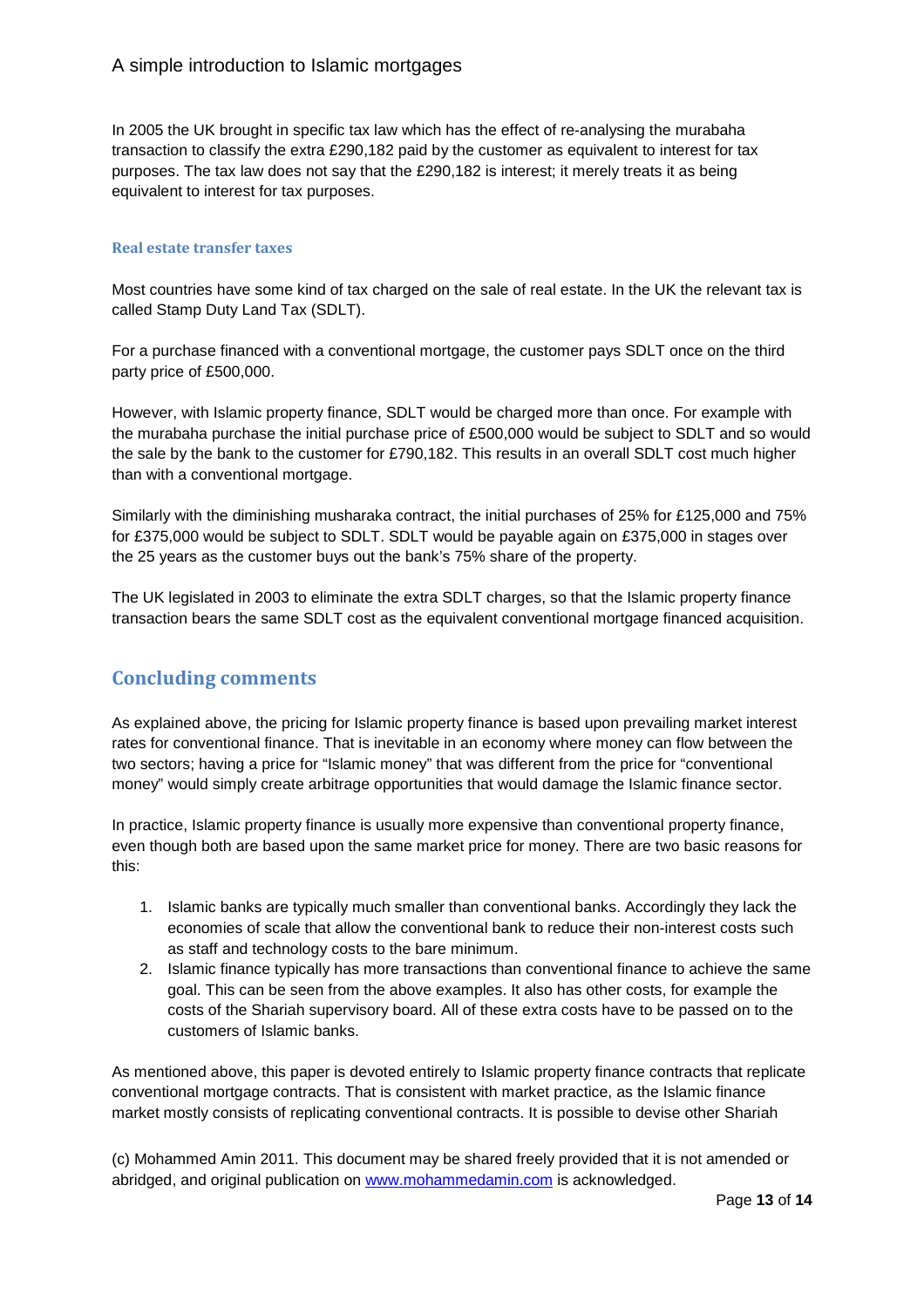In 2005 the UK brought in specific tax law which has the effect of re-analysing the murabaha transaction to classify the extra £290,182 paid by the customer as equivalent to interest for tax purposes. The tax law does not say that the £290,182 is interest; it merely treats it as being equivalent to interest for tax purposes.

### Real estate transfer taxes

Most countries have some kind of tax charged on the sale of real estate. In the UK the relevant tax is called Stamp Duty Land Tax (SDLT).

For a purchase financed with a conventional mortgage, the customer pays SDLT once on the third party price of £500,000.

However, with Islamic property finance, SDLT would be charged more than once. For example with the murabaha purchase the initial purchase price of £500,000 would be subject to SDLT and so would the sale by the bank to the customer for £790,182. This results in an overall SDLT cost much higher than with a conventional mortgage.

Similarly with the diminishing musharaka contract, the initial purchases of 25% for £125,000 and 75% for £375,000 would be subject to SDLT. SDLT would be payable again on £375,000 in stages over the 25 years as the customer buys out the bank's 75% share of the property.

The UK legislated in 2003 to eliminate the extra SDLT charges, so that the Islamic property finance transaction bears the same SDLT cost as the equivalent conventional mortgage financed acquisition.

## Concluding comments

As explained above, the pricing for Islamic property finance is based upon prevailing market interest rates for conventional finance. That is inevitable in an economy where money can flow between the two sectors; having a price for "Islamic money" that was different from the price for "conventional money" would simply create arbitrage opportunities that would damage the Islamic finance sector.

In practice, Islamic property finance is usually more expensive than conventional property finance, even though both are based upon the same market price for money. There are two basic reasons for this:

1. Islamic banks are typically much smaller than conventional banks. Accordingly they lack the economies of scale that allow the conventional bank to reduce their non-interest costs such as staff and technology costs to the bare minimum.
2. Islamic finance typically has more transactions than conventional finance to achieve the same goal. This can be seen from the above examples. It also has other costs, for example the costs of the Shariah supervisory board. All of these extra costs have to be passed on to the customers of Islamic banks.

As mentioned above, this paper is devoted entirely to Islamic property finance contracts that replicate conventional mortgage contracts. That is consistent with market practice, as the Islamic finance market mostly consists of replicating conventional contracts. It is possible to devise other Shariah

(c) Mohammed Amin 2011. This document may be shared freely provided that it is not amended or abridged, and original publication on www.mohammedamin.com is acknowledged.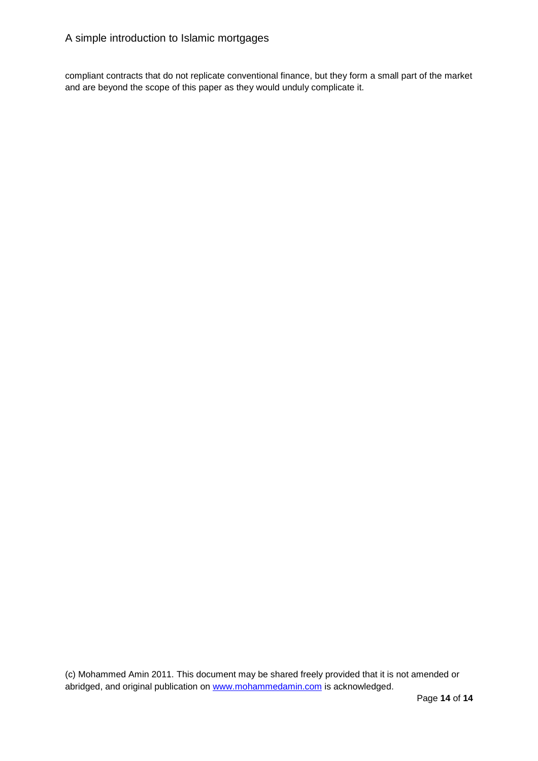compliant contracts that do not replicate conventional finance, but they form a small part of the market and are beyond the scope of this paper as they would unduly complicate it.

(c) Mohammed Amin 2011. This document may be shared freely provided that it is not amended or abridged, and original publication on www.mohammedamin.com is acknowledged.